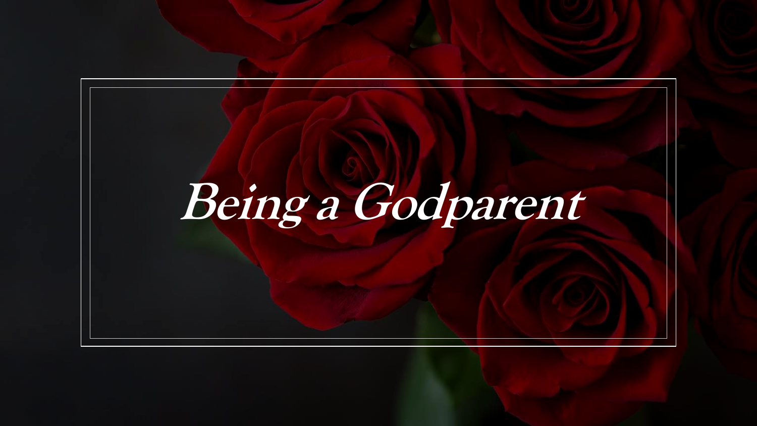# Being a Godparent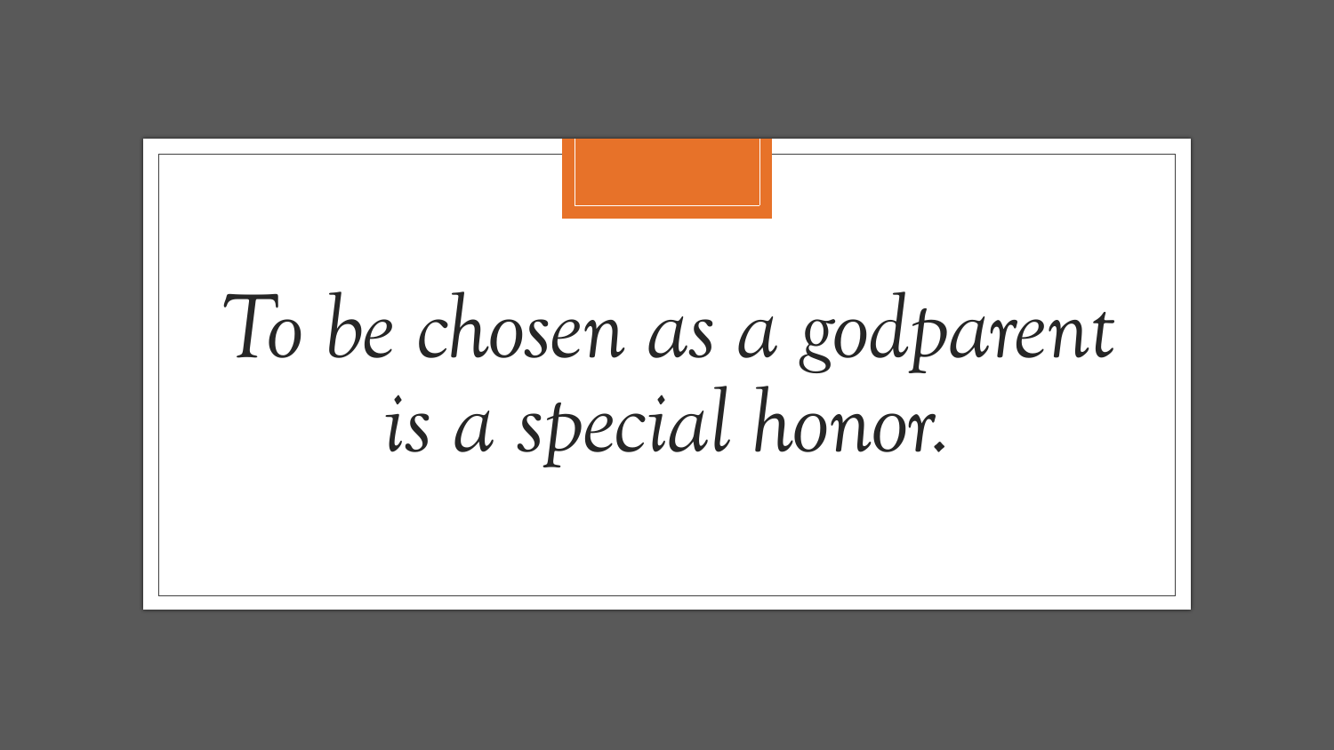*To be chosen as a godparent is a special honor.*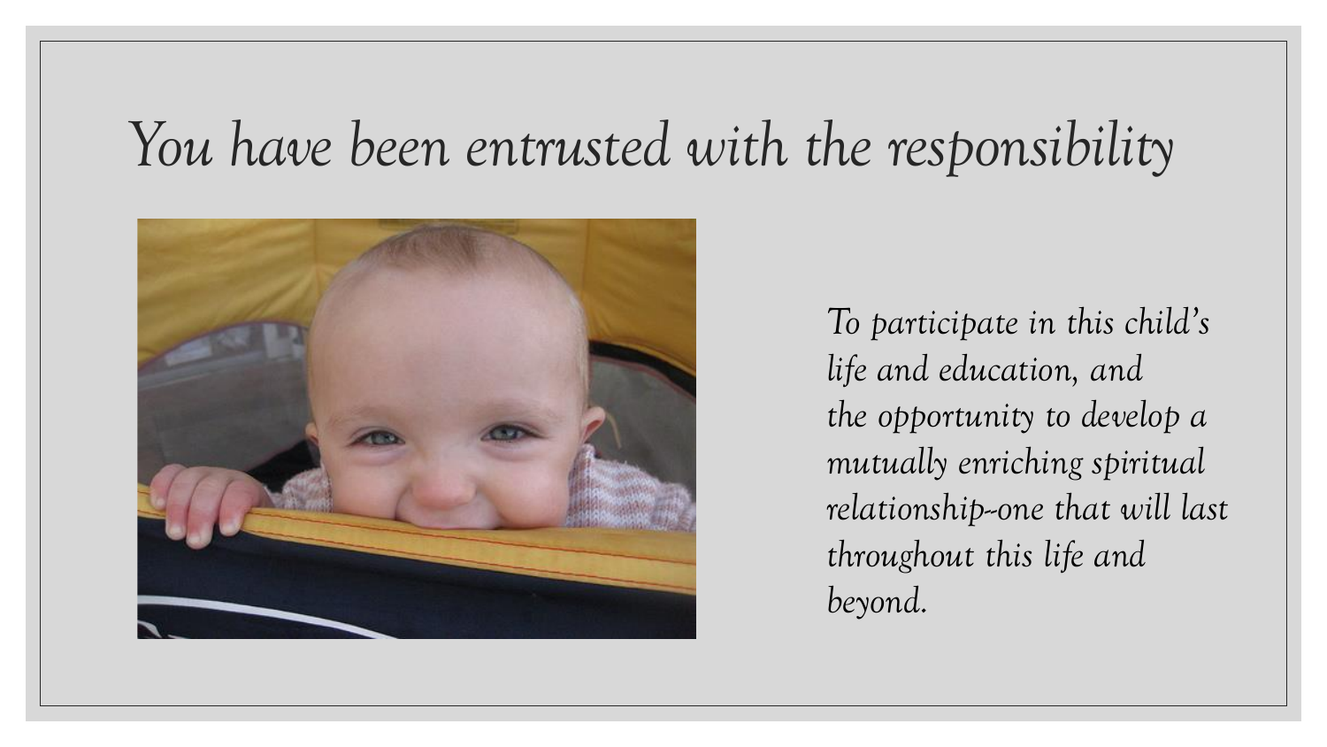# *You have been entrusted with the responsibility*

*To participate in this child's life and education, and the opportunity to develop a mutually enriching spiritual relationship-one that will last throughout this life and beyond.*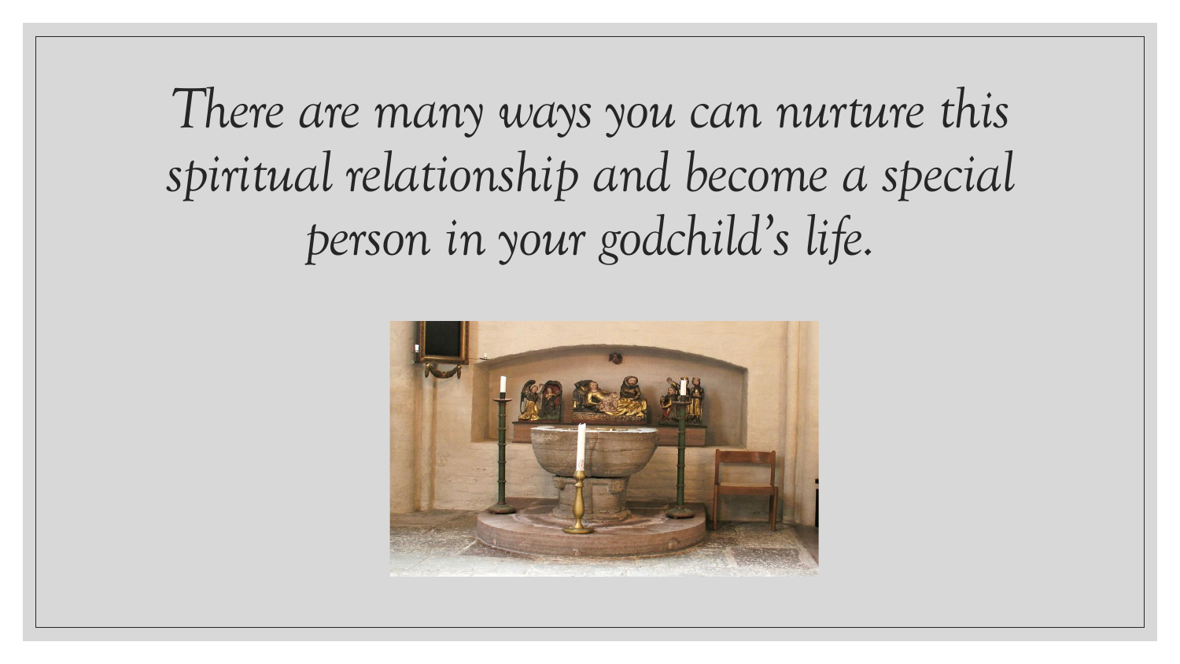*There are many ways you can nurture this spiritual relationship and become a special person in your godchild's life.*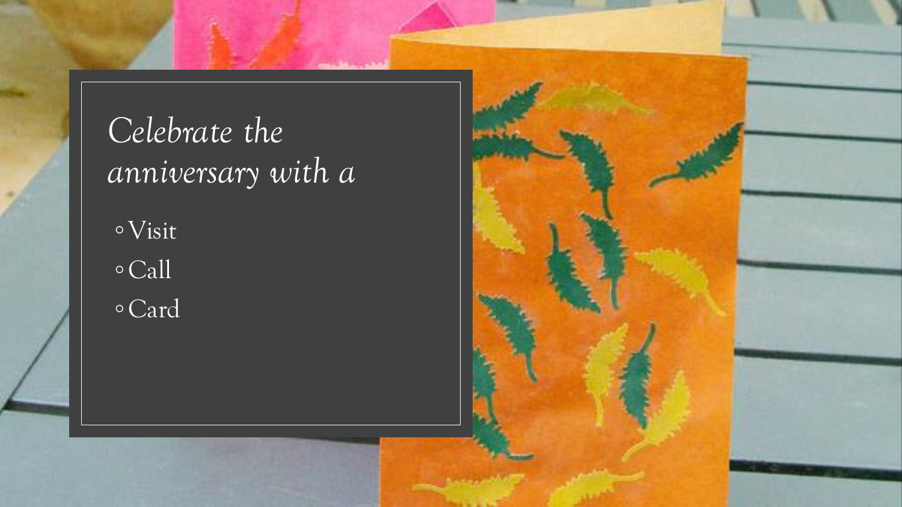# *Celebrate the anniversary with a*

- Visit
- Call
- Card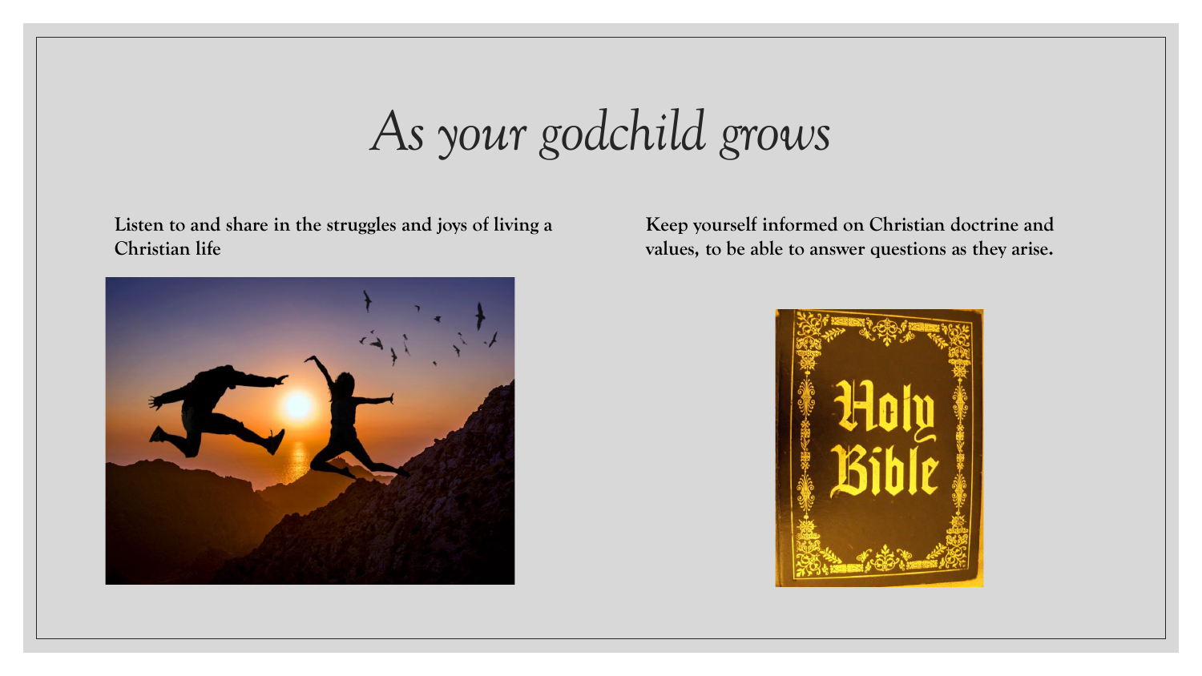# *As your godchild grows*

**Listen to and share in the struggles and joys of living a Christian life**

**Keep yourself informed on Christian doctrine and values, to be able to answer questions as they arise.**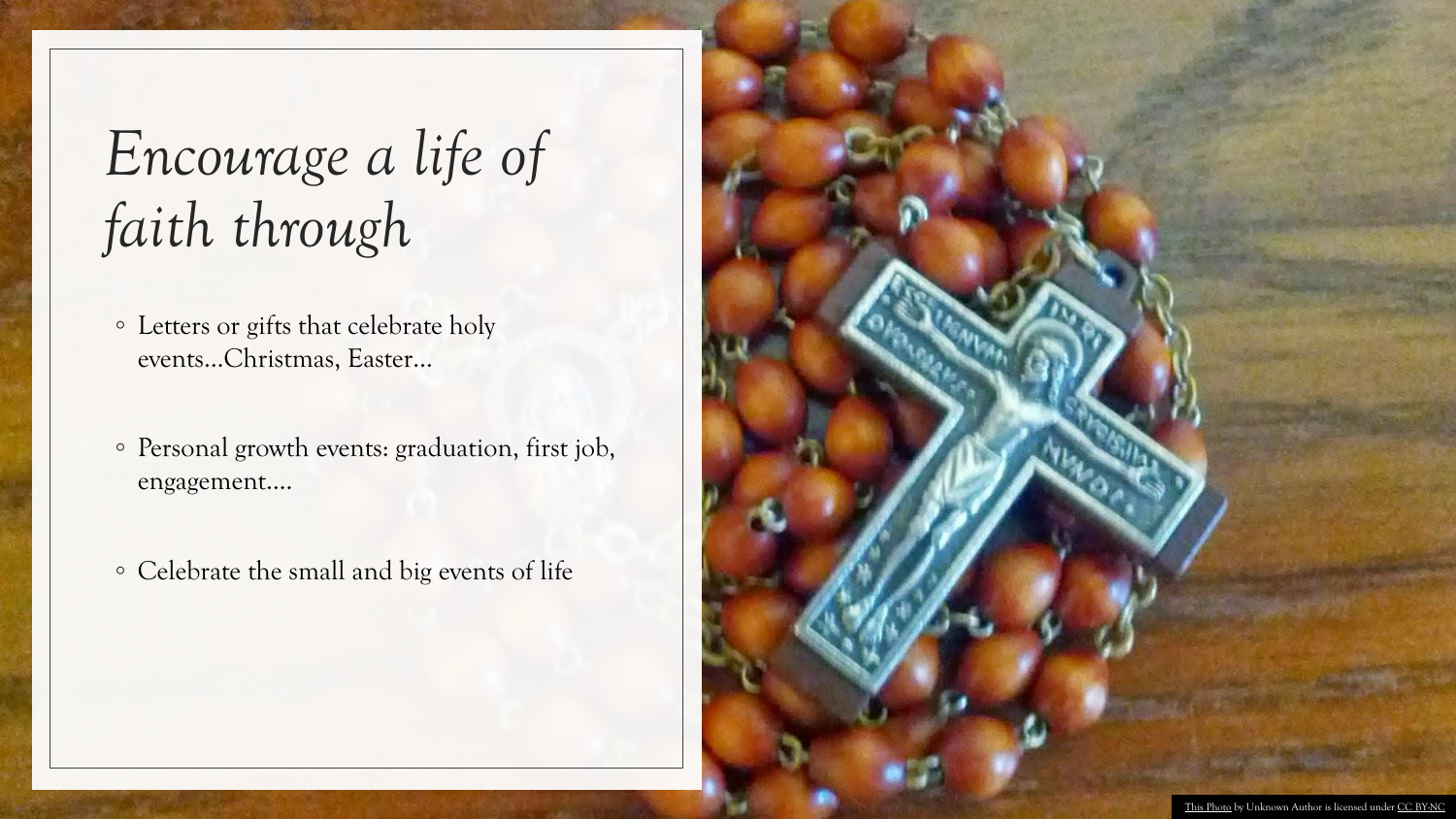# *Encourage a life of faith through*

- Letters or gifts that celebrate holy events…Christmas, Easter…
- Personal growth events: graduation, first job, engagement….
- Celebrate the small and big events of life

This Photo by Unknown Author is licensed under CC BY-NC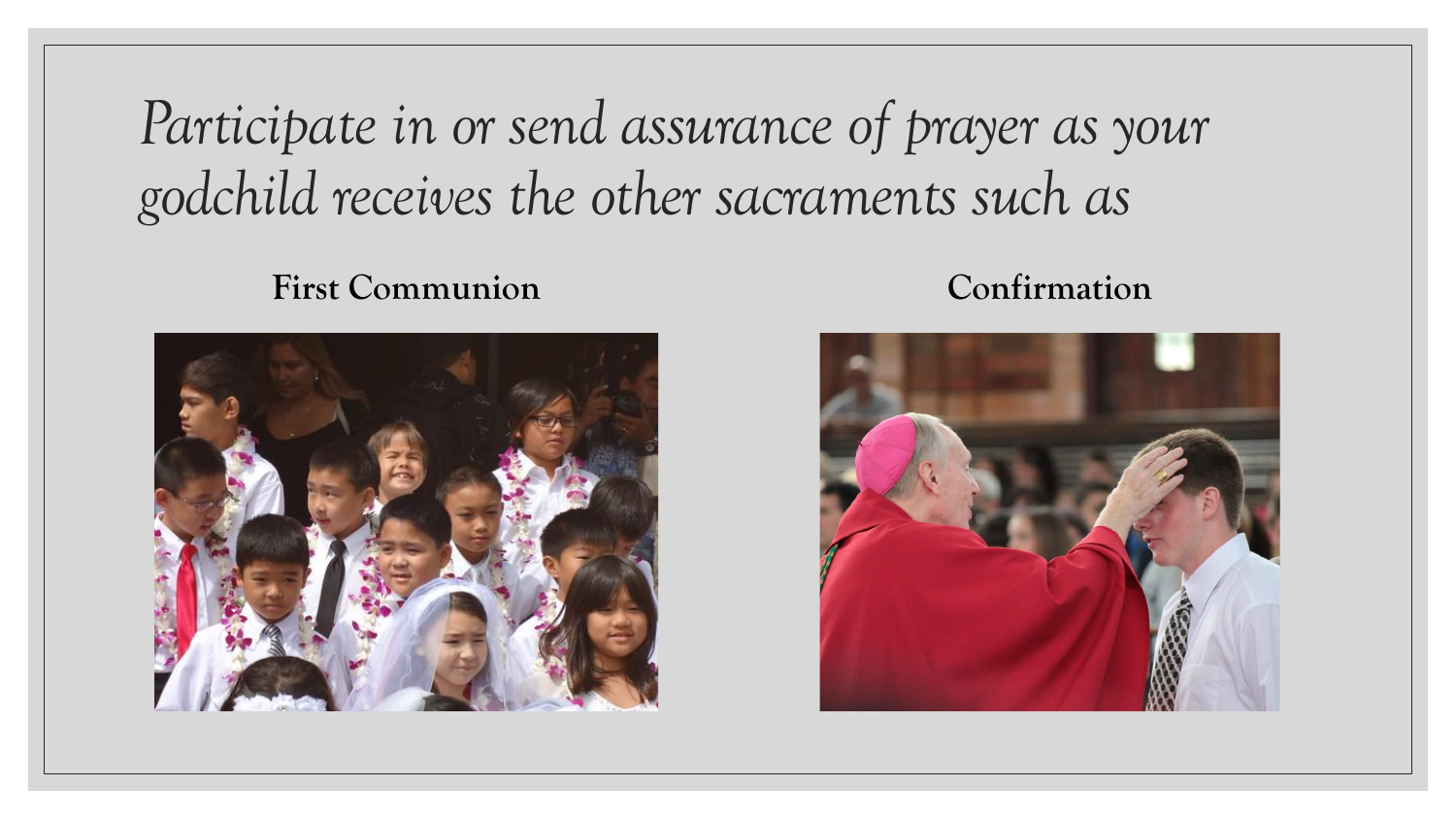*Participate in or send assurance of prayer as your godchild receives the other sacraments such as*

**First Communion**

**Confirmation**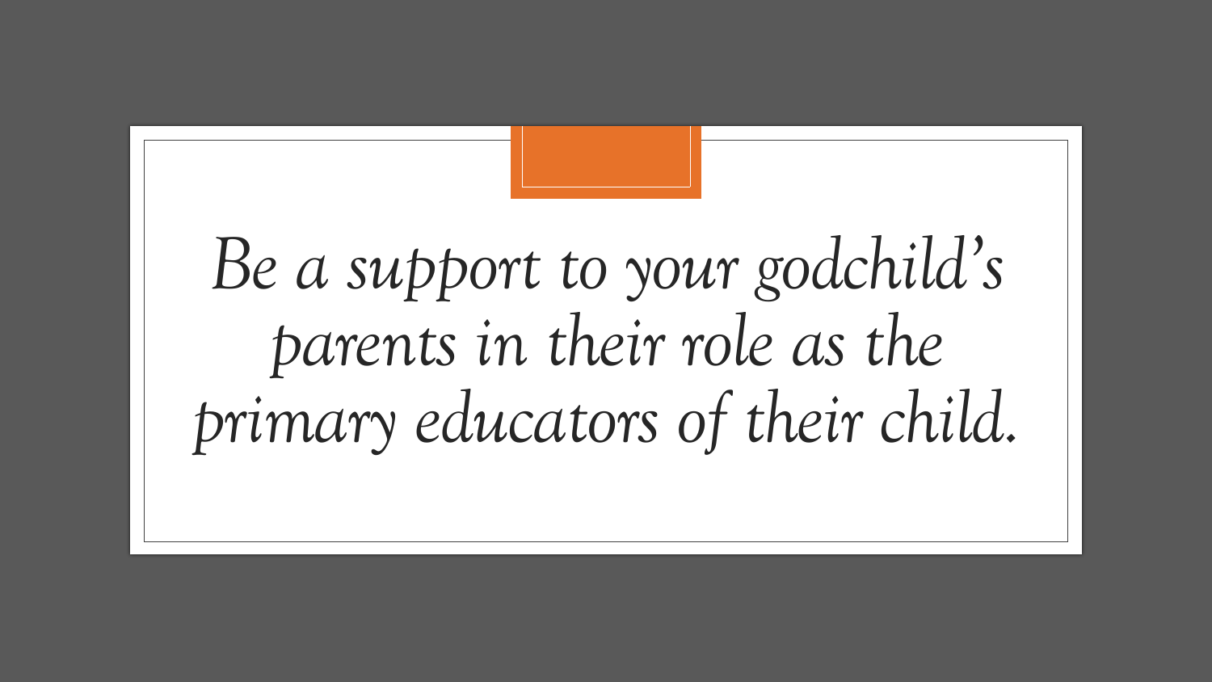*Be a support to your godchild's parents in their role as the primary educators of their child.*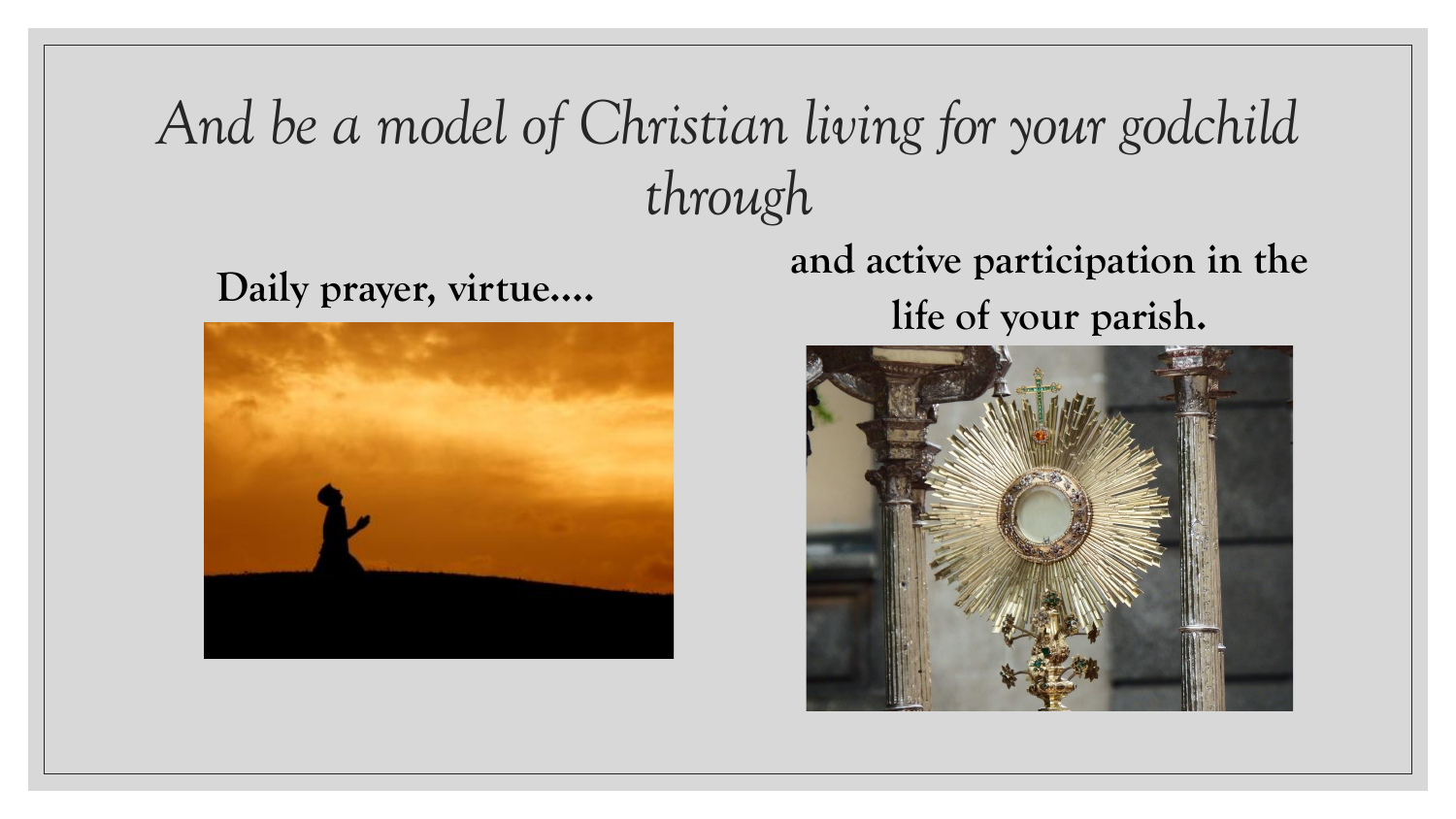# *And be a model of Christian living for your godchild through*

**Daily prayer, virtue….**

**and active participation in the life of your parish.**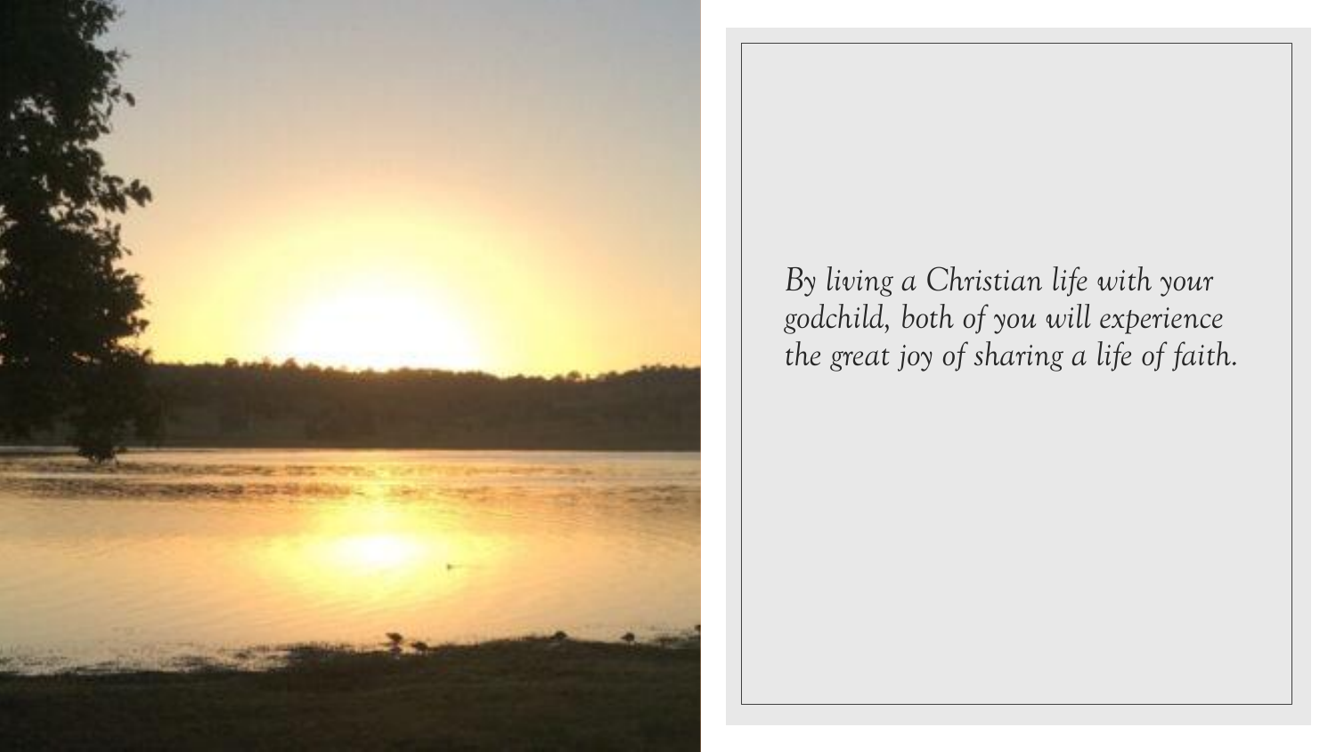*By living a Christian life with your godchild, both of you will experience the great joy of sharing a life of faith.*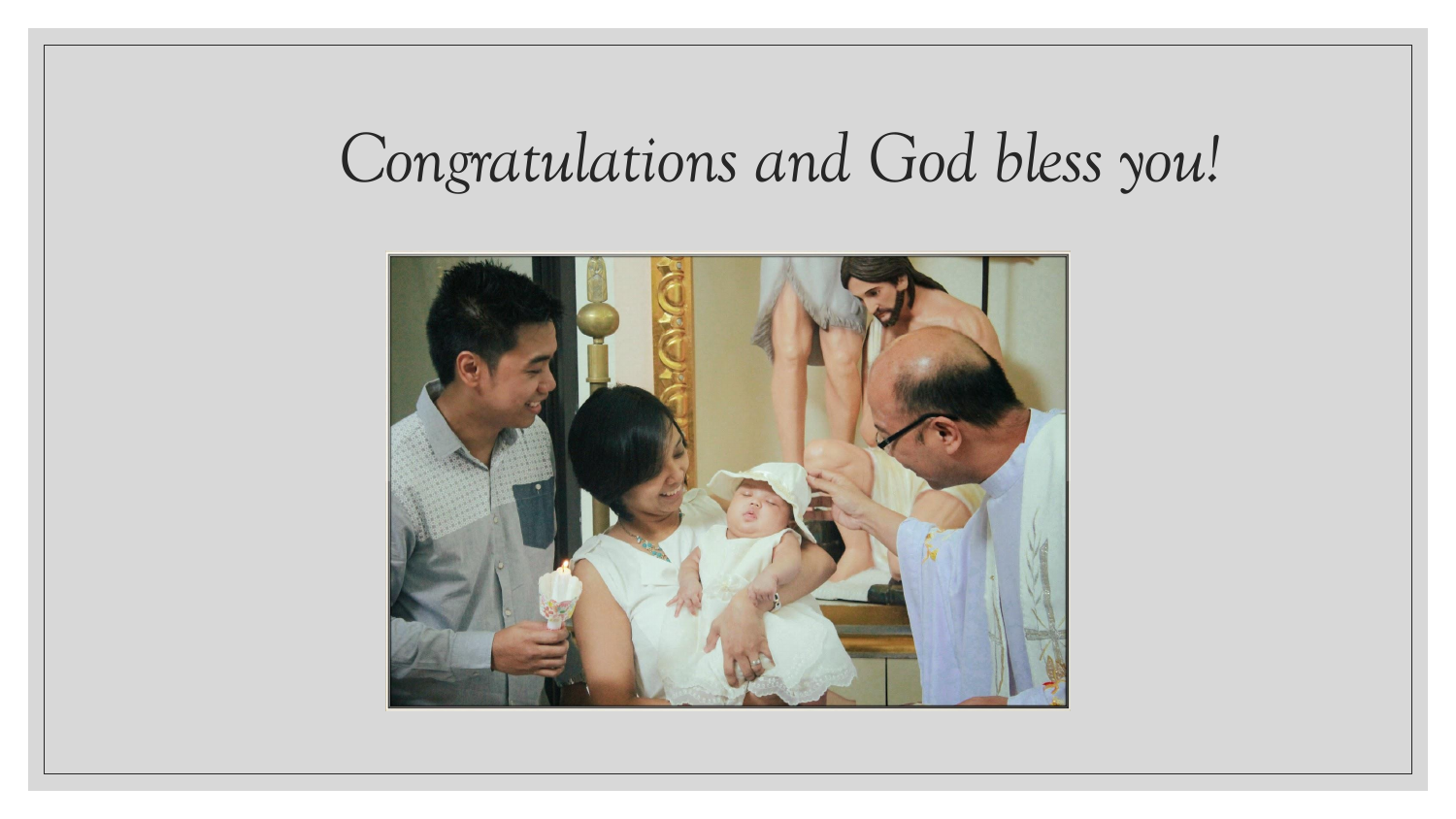# Congratulations and God bless you!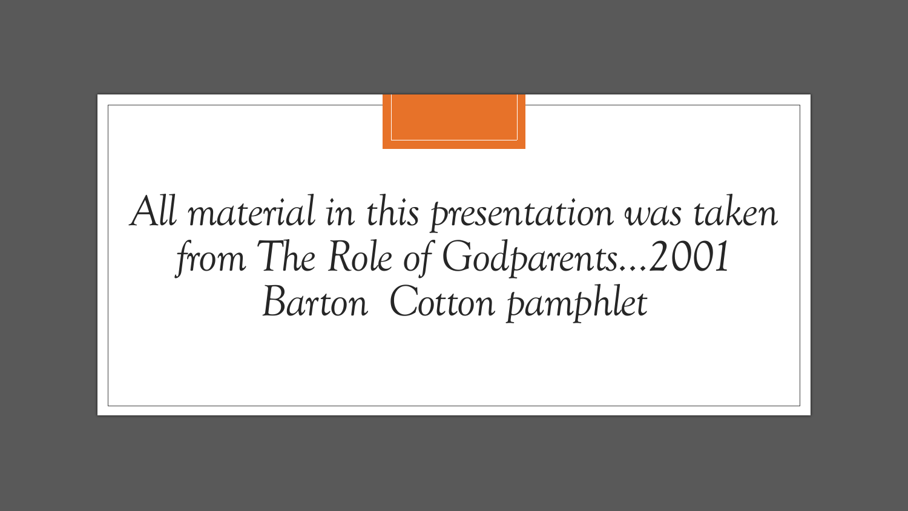*All material in this presentation was taken from The Role of Godparents…2001 Barton  Cotton pamphlet*